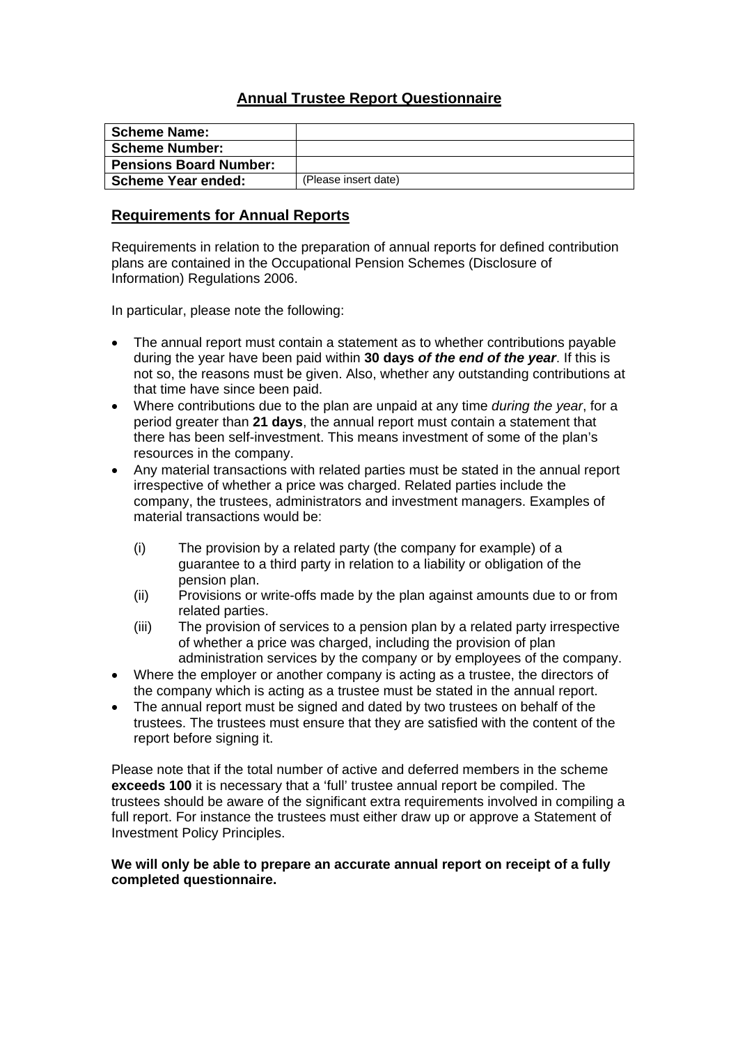# Annual Trustee Report Questionnaire

| **Scheme Name:** | |
|---|---|
| **Scheme Number:** | |
| **Pensions Board Number:** | |
| **Scheme Year ended:** | (Please insert date) |

## Requirements for Annual Reports

Requirements in relation to the preparation of annual reports for defined contribution plans are contained in the Occupational Pension Schemes (Disclosure of Information) Regulations 2006.

In particular, please note the following:

- The annual report must contain a statement as to whether contributions payable during the year have been paid within **30 days** ***of the end of the year***. If this is not so, the reasons must be given. Also, whether any outstanding contributions at that time have since been paid.
- Where contributions due to the plan are unpaid at any time *during the year*, for a period greater than **21 days**, the annual report must contain a statement that there has been self-investment. This means investment of some of the plan's resources in the company.
- Any material transactions with related parties must be stated in the annual report irrespective of whether a price was charged. Related parties include the company, the trustees, administrators and investment managers. Examples of material transactions would be:

  (i) The provision by a related party (the company for example) of a guarantee to a third party in relation to a liability or obligation of the pension plan.

  (ii) Provisions or write-offs made by the plan against amounts due to or from related parties.

  (iii) The provision of services to a pension plan by a related party irrespective of whether a price was charged, including the provision of plan administration services by the company or by employees of the company.
- Where the employer or another company is acting as a trustee, the directors of the company which is acting as a trustee must be stated in the annual report.
- The annual report must be signed and dated by two trustees on behalf of the trustees. The trustees must ensure that they are satisfied with the content of the report before signing it.

Please note that if the total number of active and deferred members in the scheme **exceeds 100** it is necessary that a 'full' trustee annual report be compiled. The trustees should be aware of the significant extra requirements involved in compiling a full report. For instance the trustees must either draw up or approve a Statement of Investment Policy Principles.

**We will only be able to prepare an accurate annual report on receipt of a fully completed questionnaire.**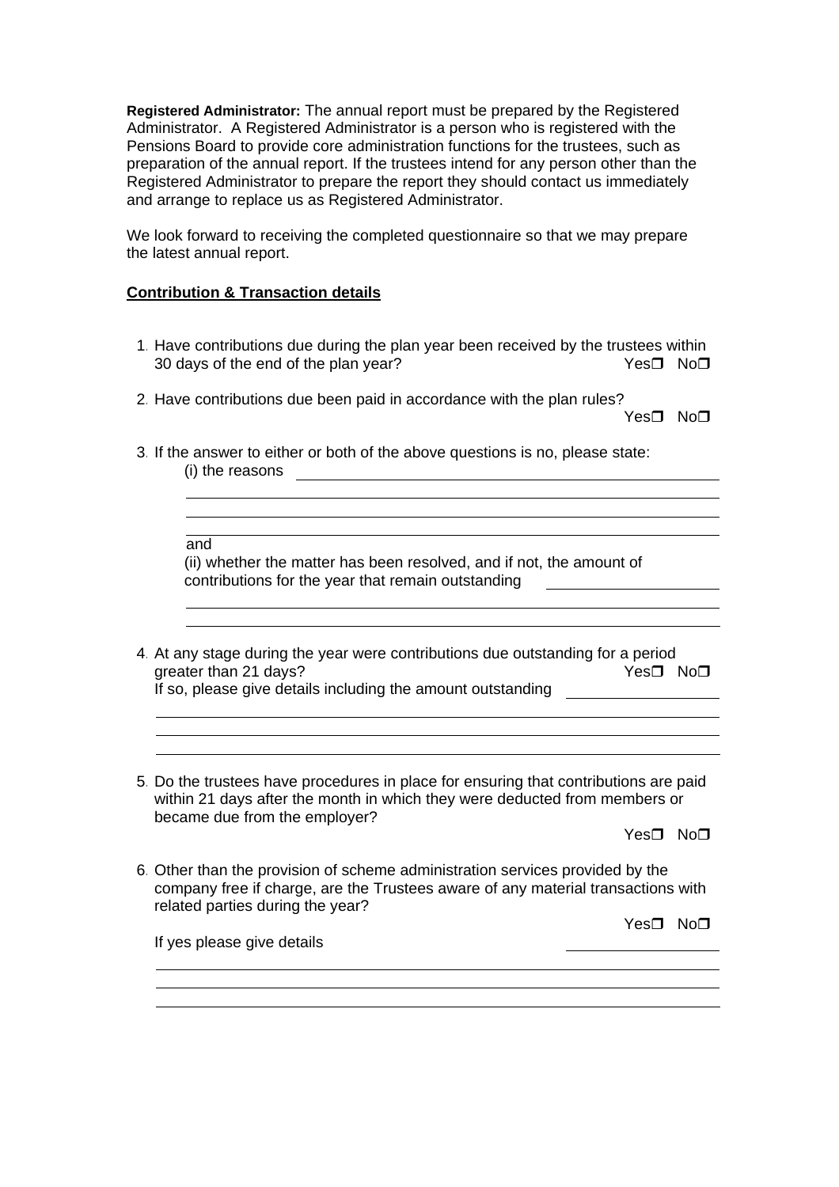**Registered Administrator:** The annual report must be prepared by the Registered Administrator. A Registered Administrator is a person who is registered with the Pensions Board to provide core administration functions for the trustees, such as preparation of the annual report. If the trustees intend for any person other than the Registered Administrator to prepare the report they should contact us immediately and arrange to replace us as Registered Administrator.

We look forward to receiving the completed questionnaire so that we may prepare the latest annual report.

**Contribution & Transaction details**

1. Have contributions due during the plan year been received by the trustees within 30 days of the end of the plan year? Yes❒ No❒

2. Have contributions due been paid in accordance with the plan rules? Yes❒ No❒

3. If the answer to either or both of the above questions is no, please state:

   (i) the reasons ________________________________________________

   ______________________________________________________________

   ______________________________________________________________

   ______________________________________________________________

   and

   (ii) whether the matter has been resolved, and if not, the amount of contributions for the year that remain outstanding ________________

   ______________________________________________________________

   ______________________________________________________________

4. At any stage during the year were contributions due outstanding for a period greater than 21 days? Yes❒ No❒

   If so, please give details including the amount outstanding ________________

   ______________________________________________________________

   ______________________________________________________________

   ______________________________________________________________

5. Do the trustees have procedures in place for ensuring that contributions are paid within 21 days after the month in which they were deducted from members or became due from the employer? Yes❒ No❒

6. Other than the provision of scheme administration services provided by the company free if charge, are the Trustees aware of any material transactions with related parties during the year? Yes❒ No❒

   If yes please give details ________________

   ______________________________________________________________

   ______________________________________________________________

   ______________________________________________________________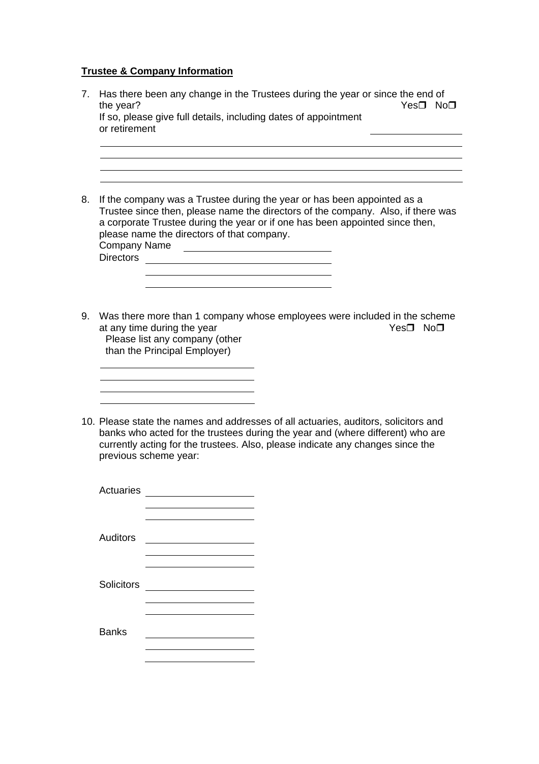**Trustee & Company Information**

7. Has there been any change in the Trustees during the year or since the end of the year? Yes❐ No❐
   If so, please give full details, including dates of appointment or retirement ________________
   ______________________________________________________________________________
   ______________________________________________________________________________
   ______________________________________________________________________________
   ______________________________________________________________________________

8. If the company was a Trustee during the year or has been appointed as a Trustee since then, please name the directors of the company. Also, if there was a corporate Trustee during the year or if one has been appointed since then, please name the directors of that company.
   Company Name ______________________________
   Directors ______________________________
   ______________________________
   ______________________________

9. Was there more than 1 company whose employees were included in the scheme at any time during the year Yes❐ No❐
   Please list any company (other than the Principal Employer)
   ______________________________
   ______________________________
   ______________________________
   ______________________________

10. Please state the names and addresses of all actuaries, auditors, solicitors and banks who acted for the trustees during the year and (where different) who are currently acting for the trustees. Also, please indicate any changes since the previous scheme year:

    Actuaries ____________________
    ____________________
    ____________________

    Auditors ____________________
    ____________________
    ____________________

    Solicitors ____________________
    ____________________
    ____________________

    Banks ____________________
    ____________________
    ____________________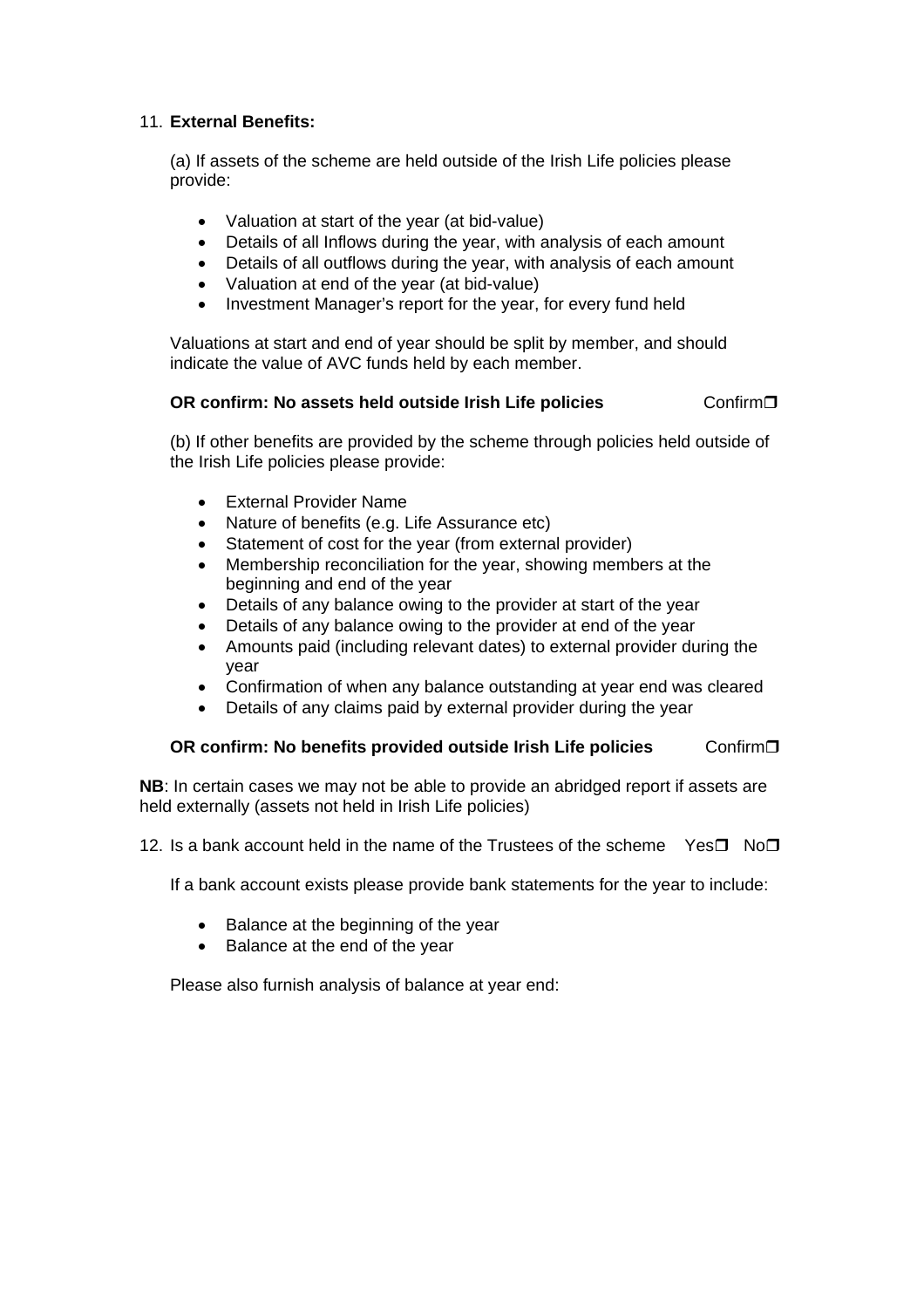11. **External Benefits:**

    (a) If assets of the scheme are held outside of the Irish Life policies please provide:

    - Valuation at start of the year (at bid-value)
    - Details of all Inflows during the year, with analysis of each amount
    - Details of all outflows during the year, with analysis of each amount
    - Valuation at end of the year (at bid-value)
    - Investment Manager's report for the year, for every fund held

    Valuations at start and end of year should be split by member, and should indicate the value of AVC funds held by each member.

    **OR confirm: No assets held outside Irish Life policies** Confirm❐

    (b) If other benefits are provided by the scheme through policies held outside of the Irish Life policies please provide:

    - External Provider Name
    - Nature of benefits (e.g. Life Assurance etc)
    - Statement of cost for the year (from external provider)
    - Membership reconciliation for the year, showing members at the beginning and end of the year
    - Details of any balance owing to the provider at start of the year
    - Details of any balance owing to the provider at end of the year
    - Amounts paid (including relevant dates) to external provider during the year
    - Confirmation of when any balance outstanding at year end was cleared
    - Details of any claims paid by external provider during the year

    **OR confirm: No benefits provided outside Irish Life policies** Confirm❐

**NB**: In certain cases we may not be able to provide an abridged report if assets are held externally (assets not held in Irish Life policies)

12. Is a bank account held in the name of the Trustees of the scheme Yes❐ No❐

    If a bank account exists please provide bank statements for the year to include:

    - Balance at the beginning of the year
    - Balance at the end of the year

    Please also furnish analysis of balance at year end: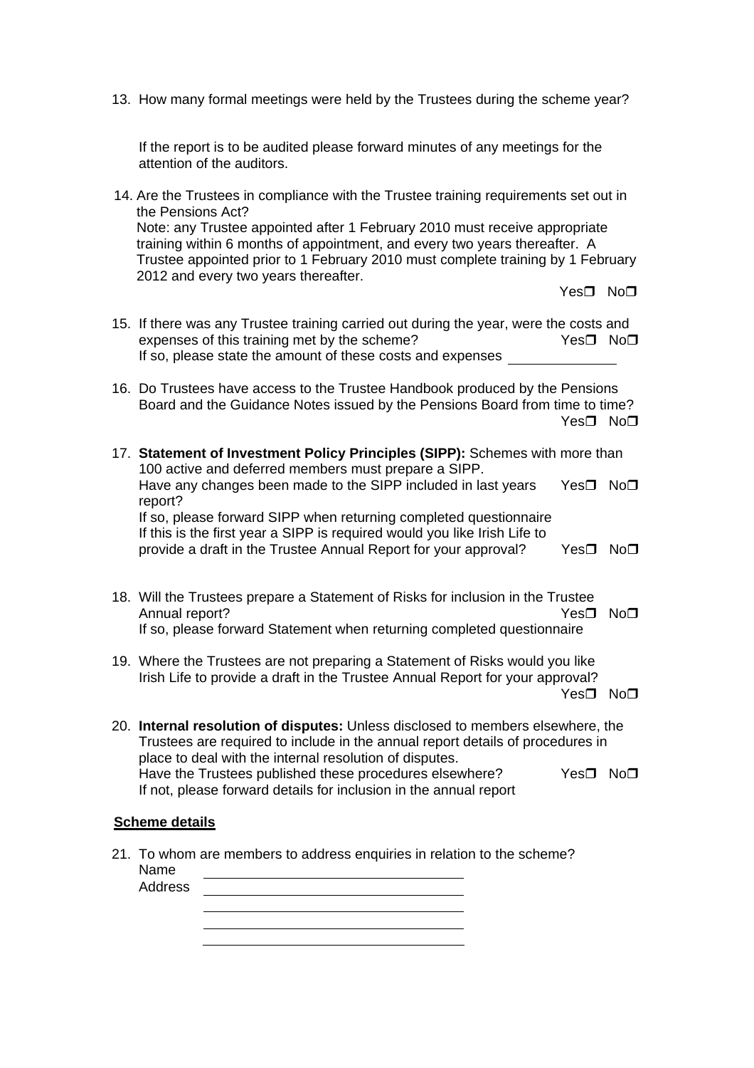13. How many formal meetings were held by the Trustees during the scheme year?

    If the report is to be audited please forward minutes of any meetings for the attention of the auditors.

14. Are the Trustees in compliance with the Trustee training requirements set out in the Pensions Act?
    Note: any Trustee appointed after 1 February 2010 must receive appropriate training within 6 months of appointment, and every two years thereafter. A Trustee appointed prior to 1 February 2010 must complete training by 1 February 2012 and every two years thereafter.
    Yes❒ No❒

15. If there was any Trustee training carried out during the year, were the costs and expenses of this training met by the scheme? Yes❒ No❒
    If so, please state the amount of these costs and expenses ______________

16. Do Trustees have access to the Trustee Handbook produced by the Pensions Board and the Guidance Notes issued by the Pensions Board from time to time?
    Yes❒ No❒

17. **Statement of Investment Policy Principles (SIPP):** Schemes with more than 100 active and deferred members must prepare a SIPP.
    Have any changes been made to the SIPP included in last years report? Yes❒ No❒
    If so, please forward SIPP when returning completed questionnaire
    If this is the first year a SIPP is required would you like Irish Life to provide a draft in the Trustee Annual Report for your approval? Yes❒ No❒

18. Will the Trustees prepare a Statement of Risks for inclusion in the Trustee Annual report? Yes❒ No❒
    If so, please forward Statement when returning completed questionnaire

19. Where the Trustees are not preparing a Statement of Risks would you like Irish Life to provide a draft in the Trustee Annual Report for your approval?
    Yes❒ No❒

20. **Internal resolution of disputes:** Unless disclosed to members elsewhere, the Trustees are required to include in the annual report details of procedures in place to deal with the internal resolution of disputes.
    Have the Trustees published these procedures elsewhere? Yes❒ No❒
    If not, please forward details for inclusion in the annual report

**<u>Scheme details</u>**

21. To whom are members to address enquiries in relation to the scheme?
    Name ______________________________
    Address ______________________________
    ______________________________
    ______________________________
    ______________________________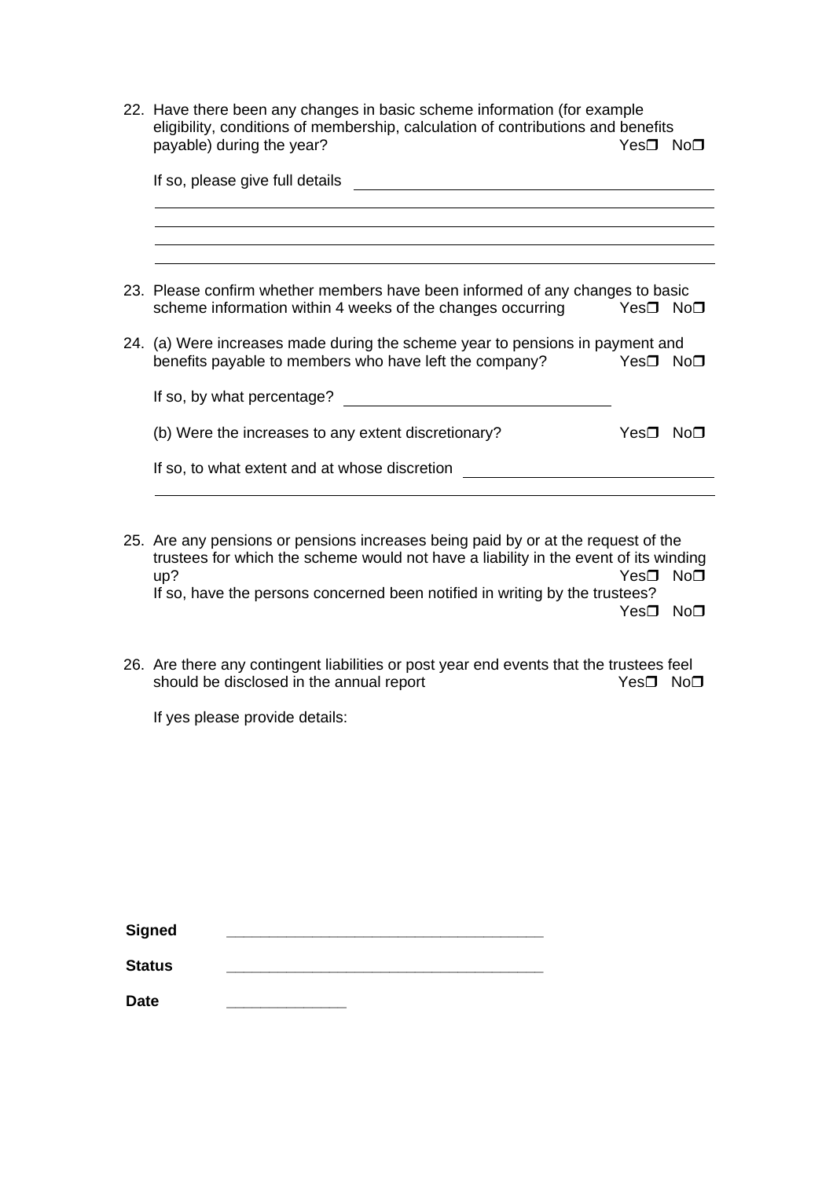22. Have there been any changes in basic scheme information (for example eligibility, conditions of membership, calculation of contributions and benefits payable) during the year? Yes❐ No❐

    If so, please give full details ____________________________________________

    ______________________________________________________________________

    ______________________________________________________________________

    ______________________________________________________________________

    ______________________________________________________________________

23. Please confirm whether members have been informed of any changes to basic scheme information within 4 weeks of the changes occurring Yes❐ No❐

24. (a) Were increases made during the scheme year to pensions in payment and benefits payable to members who have left the company? Yes❐ No❐

    If so, by what percentage? ______________________________

    (b) Were the increases to any extent discretionary? Yes❐ No❐

    If so, to what extent and at whose discretion ______________________________

    ______________________________________________________________________

25. Are any pensions or pensions increases being paid by or at the request of the trustees for which the scheme would not have a liability in the event of its winding up? Yes❐ No❐
    If so, have the persons concerned been notified in writing by the trustees? Yes❐ No❐

26. Are there any contingent liabilities or post year end events that the trustees feel should be disclosed in the annual report Yes❐ No❐

    If yes please provide details:

**Signed** ____________________________________

**Status** ____________________________________

**Date** ______________